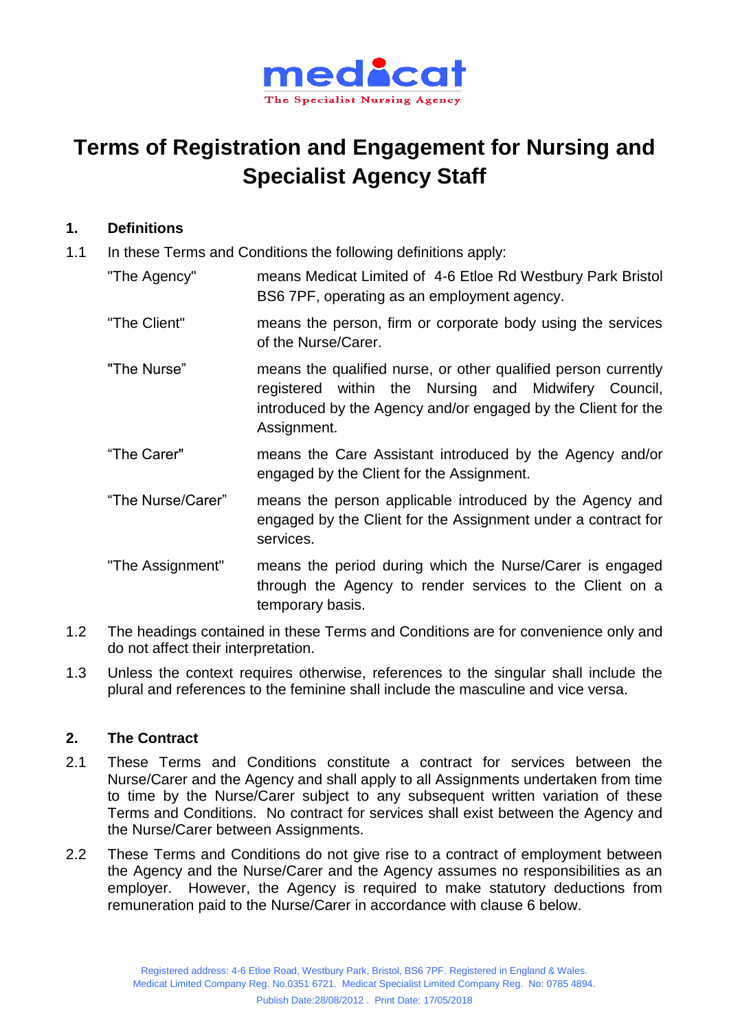medicat

The Specialist Nursing Agency

# Terms of Registration and Engagement for Nursing and Specialist Agency Staff

## 1. Definitions

1.1 In these Terms and Conditions the following definitions apply:

| | |
|---|---|
| "The Agency" | means Medicat Limited of 4-6 Etloe Rd Westbury Park Bristol BS6 7PF, operating as an employment agency. |
| "The Client" | means the person, firm or corporate body using the services of the Nurse/Carer. |
| "The Nurse" | means the qualified nurse, or other qualified person currently registered within the Nursing and Midwifery Council, introduced by the Agency and/or engaged by the Client for the Assignment. |
| "The Carer" | means the Care Assistant introduced by the Agency and/or engaged by the Client for the Assignment. |
| "The Nurse/Carer" | means the person applicable introduced by the Agency and engaged by the Client for the Assignment under a contract for services. |
| "The Assignment" | means the period during which the Nurse/Carer is engaged through the Agency to render services to the Client on a temporary basis. |

1.2 The headings contained in these Terms and Conditions are for convenience only and do not affect their interpretation.

1.3 Unless the context requires otherwise, references to the singular shall include the plural and references to the feminine shall include the masculine and vice versa.

## 2. The Contract

2.1 These Terms and Conditions constitute a contract for services between the Nurse/Carer and the Agency and shall apply to all Assignments undertaken from time to time by the Nurse/Carer subject to any subsequent written variation of these Terms and Conditions. No contract for services shall exist between the Agency and the Nurse/Carer between Assignments.

2.2 These Terms and Conditions do not give rise to a contract of employment between the Agency and the Nurse/Carer and the Agency assumes no responsibilities as an employer. However, the Agency is required to make statutory deductions from remuneration paid to the Nurse/Carer in accordance with clause 6 below.

Registered address: 4-6 Etloe Road, Westbury Park, Bristol, BS6 7PF. Registered in England & Wales.
Medicat Limited Company Reg. No.0351 6721. Medicat Specialist Limited Company Reg. No: 0785 4894.
Publish Date:28/08/2012 . Print Date: 17/05/2018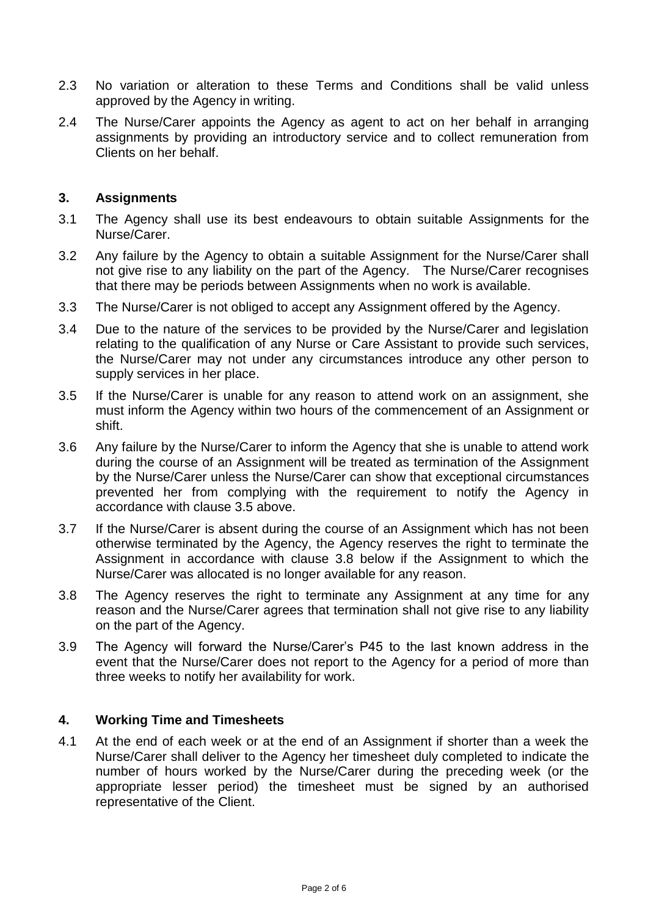2.3 No variation or alteration to these Terms and Conditions shall be valid unless approved by the Agency in writing.

2.4 The Nurse/Carer appoints the Agency as agent to act on her behalf in arranging assignments by providing an introductory service and to collect remuneration from Clients on her behalf.

## 3. Assignments

3.1 The Agency shall use its best endeavours to obtain suitable Assignments for the Nurse/Carer.

3.2 Any failure by the Agency to obtain a suitable Assignment for the Nurse/Carer shall not give rise to any liability on the part of the Agency. The Nurse/Carer recognises that there may be periods between Assignments when no work is available.

3.3 The Nurse/Carer is not obliged to accept any Assignment offered by the Agency.

3.4 Due to the nature of the services to be provided by the Nurse/Carer and legislation relating to the qualification of any Nurse or Care Assistant to provide such services, the Nurse/Carer may not under any circumstances introduce any other person to supply services in her place.

3.5 If the Nurse/Carer is unable for any reason to attend work on an assignment, she must inform the Agency within two hours of the commencement of an Assignment or shift.

3.6 Any failure by the Nurse/Carer to inform the Agency that she is unable to attend work during the course of an Assignment will be treated as termination of the Assignment by the Nurse/Carer unless the Nurse/Carer can show that exceptional circumstances prevented her from complying with the requirement to notify the Agency in accordance with clause 3.5 above.

3.7 If the Nurse/Carer is absent during the course of an Assignment which has not been otherwise terminated by the Agency, the Agency reserves the right to terminate the Assignment in accordance with clause 3.8 below if the Assignment to which the Nurse/Carer was allocated is no longer available for any reason.

3.8 The Agency reserves the right to terminate any Assignment at any time for any reason and the Nurse/Carer agrees that termination shall not give rise to any liability on the part of the Agency.

3.9 The Agency will forward the Nurse/Carer's P45 to the last known address in the event that the Nurse/Carer does not report to the Agency for a period of more than three weeks to notify her availability for work.

## 4. Working Time and Timesheets

4.1 At the end of each week or at the end of an Assignment if shorter than a week the Nurse/Carer shall deliver to the Agency her timesheet duly completed to indicate the number of hours worked by the Nurse/Carer during the preceding week (or the appropriate lesser period) the timesheet must be signed by an authorised representative of the Client.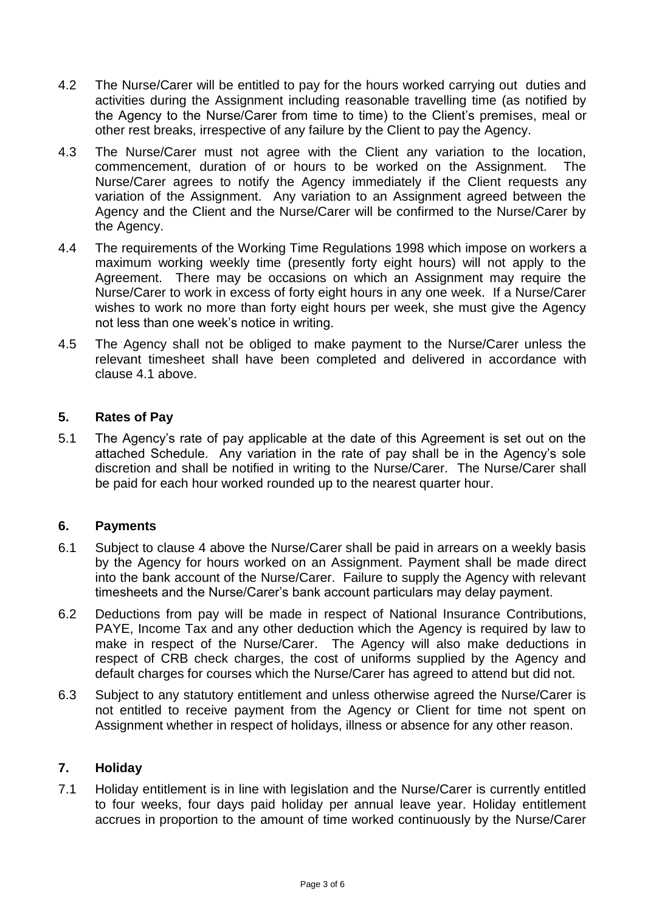4.2 The Nurse/Carer will be entitled to pay for the hours worked carrying out duties and activities during the Assignment including reasonable travelling time (as notified by the Agency to the Nurse/Carer from time to time) to the Client's premises, meal or other rest breaks, irrespective of any failure by the Client to pay the Agency.

4.3 The Nurse/Carer must not agree with the Client any variation to the location, commencement, duration of or hours to be worked on the Assignment. The Nurse/Carer agrees to notify the Agency immediately if the Client requests any variation of the Assignment. Any variation to an Assignment agreed between the Agency and the Client and the Nurse/Carer will be confirmed to the Nurse/Carer by the Agency.

4.4 The requirements of the Working Time Regulations 1998 which impose on workers a maximum working weekly time (presently forty eight hours) will not apply to the Agreement. There may be occasions on which an Assignment may require the Nurse/Carer to work in excess of forty eight hours in any one week. If a Nurse/Carer wishes to work no more than forty eight hours per week, she must give the Agency not less than one week's notice in writing.

4.5 The Agency shall not be obliged to make payment to the Nurse/Carer unless the relevant timesheet shall have been completed and delivered in accordance with clause 4.1 above.

## 5. Rates of Pay

5.1 The Agency's rate of pay applicable at the date of this Agreement is set out on the attached Schedule. Any variation in the rate of pay shall be in the Agency's sole discretion and shall be notified in writing to the Nurse/Carer. The Nurse/Carer shall be paid for each hour worked rounded up to the nearest quarter hour.

## 6. Payments

6.1 Subject to clause 4 above the Nurse/Carer shall be paid in arrears on a weekly basis by the Agency for hours worked on an Assignment. Payment shall be made direct into the bank account of the Nurse/Carer. Failure to supply the Agency with relevant timesheets and the Nurse/Carer's bank account particulars may delay payment.

6.2 Deductions from pay will be made in respect of National Insurance Contributions, PAYE, Income Tax and any other deduction which the Agency is required by law to make in respect of the Nurse/Carer. The Agency will also make deductions in respect of CRB check charges, the cost of uniforms supplied by the Agency and default charges for courses which the Nurse/Carer has agreed to attend but did not.

6.3 Subject to any statutory entitlement and unless otherwise agreed the Nurse/Carer is not entitled to receive payment from the Agency or Client for time not spent on Assignment whether in respect of holidays, illness or absence for any other reason.

## 7. Holiday

7.1 Holiday entitlement is in line with legislation and the Nurse/Carer is currently entitled to four weeks, four days paid holiday per annual leave year. Holiday entitlement accrues in proportion to the amount of time worked continuously by the Nurse/Carer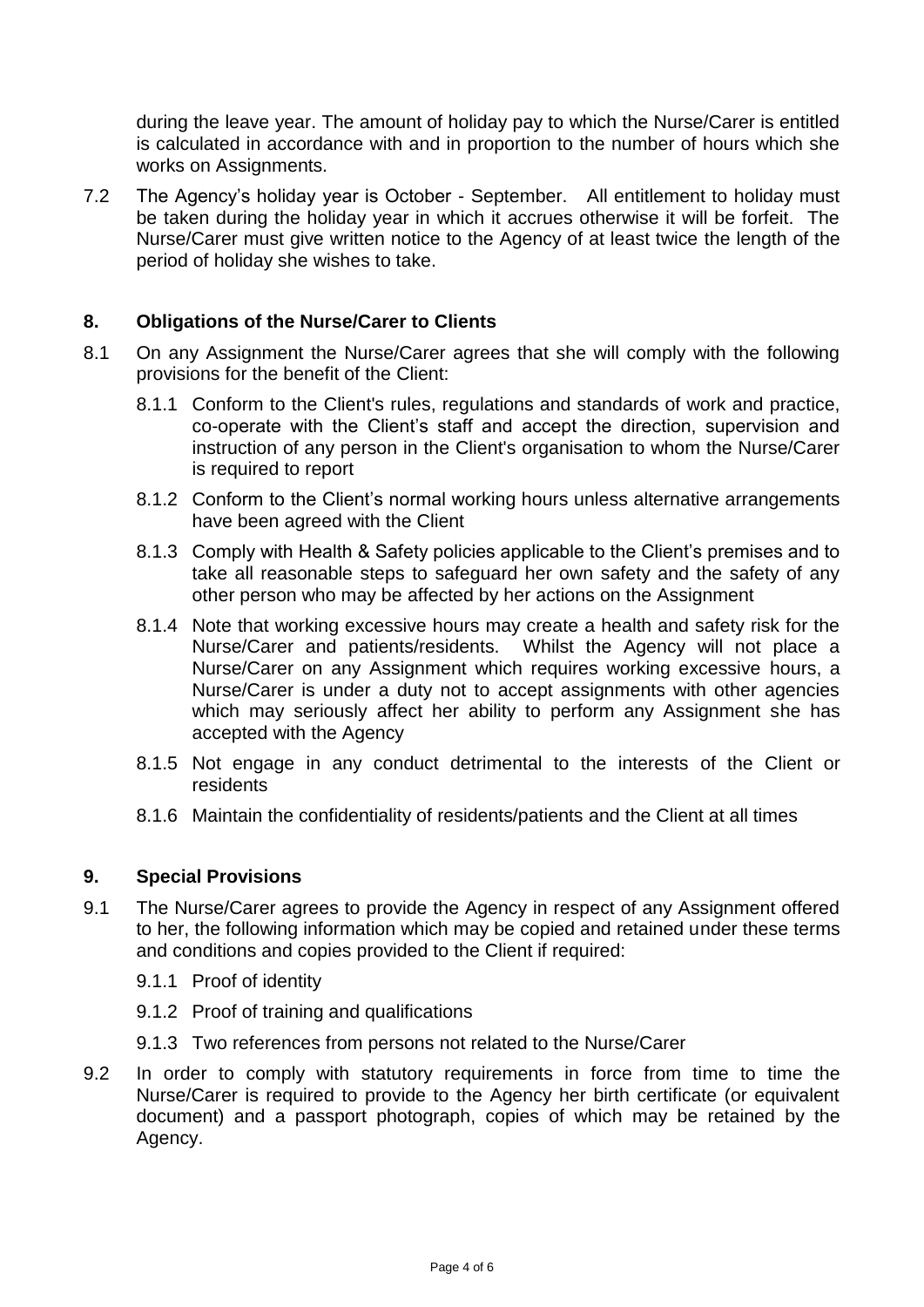during the leave year. The amount of holiday pay to which the Nurse/Carer is entitled is calculated in accordance with and in proportion to the number of hours which she works on Assignments.

7.2 The Agency's holiday year is October - September. All entitlement to holiday must be taken during the holiday year in which it accrues otherwise it will be forfeit. The Nurse/Carer must give written notice to the Agency of at least twice the length of the period of holiday she wishes to take.

## 8. Obligations of the Nurse/Carer to Clients

8.1 On any Assignment the Nurse/Carer agrees that she will comply with the following provisions for the benefit of the Client:

8.1.1 Conform to the Client's rules, regulations and standards of work and practice, co-operate with the Client's staff and accept the direction, supervision and instruction of any person in the Client's organisation to whom the Nurse/Carer is required to report

8.1.2 Conform to the Client's normal working hours unless alternative arrangements have been agreed with the Client

8.1.3 Comply with Health & Safety policies applicable to the Client's premises and to take all reasonable steps to safeguard her own safety and the safety of any other person who may be affected by her actions on the Assignment

8.1.4 Note that working excessive hours may create a health and safety risk for the Nurse/Carer and patients/residents. Whilst the Agency will not place a Nurse/Carer on any Assignment which requires working excessive hours, a Nurse/Carer is under a duty not to accept assignments with other agencies which may seriously affect her ability to perform any Assignment she has accepted with the Agency

8.1.5 Not engage in any conduct detrimental to the interests of the Client or residents

8.1.6 Maintain the confidentiality of residents/patients and the Client at all times

## 9. Special Provisions

9.1 The Nurse/Carer agrees to provide the Agency in respect of any Assignment offered to her, the following information which may be copied and retained under these terms and conditions and copies provided to the Client if required:

9.1.1 Proof of identity

9.1.2 Proof of training and qualifications

9.1.3 Two references from persons not related to the Nurse/Carer

9.2 In order to comply with statutory requirements in force from time to time the Nurse/Carer is required to provide to the Agency her birth certificate (or equivalent document) and a passport photograph, copies of which may be retained by the Agency.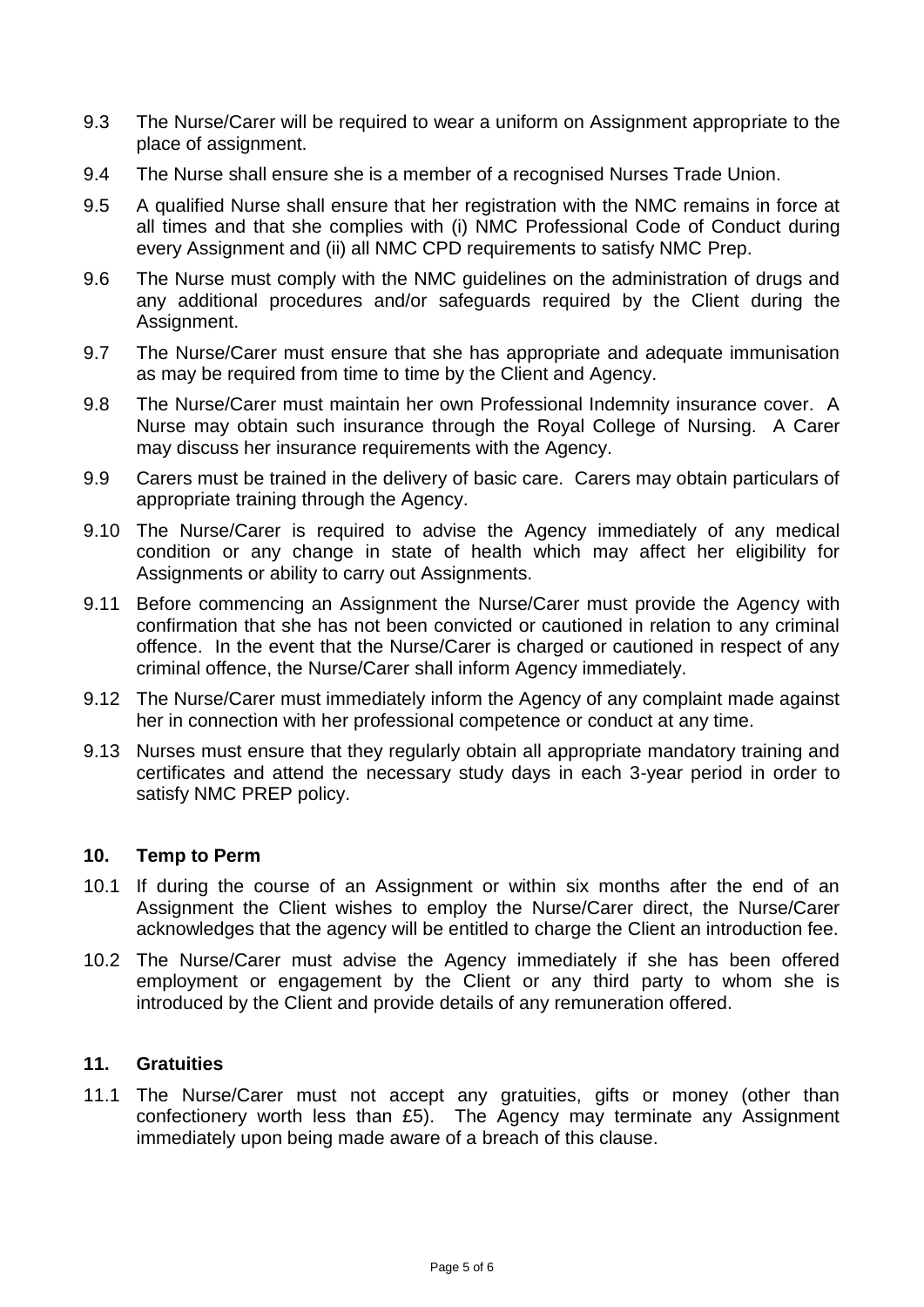9.3 The Nurse/Carer will be required to wear a uniform on Assignment appropriate to the place of assignment.

9.4 The Nurse shall ensure she is a member of a recognised Nurses Trade Union.

9.5 A qualified Nurse shall ensure that her registration with the NMC remains in force at all times and that she complies with (i) NMC Professional Code of Conduct during every Assignment and (ii) all NMC CPD requirements to satisfy NMC Prep.

9.6 The Nurse must comply with the NMC guidelines on the administration of drugs and any additional procedures and/or safeguards required by the Client during the Assignment.

9.7 The Nurse/Carer must ensure that she has appropriate and adequate immunisation as may be required from time to time by the Client and Agency.

9.8 The Nurse/Carer must maintain her own Professional Indemnity insurance cover. A Nurse may obtain such insurance through the Royal College of Nursing. A Carer may discuss her insurance requirements with the Agency.

9.9 Carers must be trained in the delivery of basic care. Carers may obtain particulars of appropriate training through the Agency.

9.10 The Nurse/Carer is required to advise the Agency immediately of any medical condition or any change in state of health which may affect her eligibility for Assignments or ability to carry out Assignments.

9.11 Before commencing an Assignment the Nurse/Carer must provide the Agency with confirmation that she has not been convicted or cautioned in relation to any criminal offence. In the event that the Nurse/Carer is charged or cautioned in respect of any criminal offence, the Nurse/Carer shall inform Agency immediately.

9.12 The Nurse/Carer must immediately inform the Agency of any complaint made against her in connection with her professional competence or conduct at any time.

9.13 Nurses must ensure that they regularly obtain all appropriate mandatory training and certificates and attend the necessary study days in each 3-year period in order to satisfy NMC PREP policy.

## 10. Temp to Perm

10.1 If during the course of an Assignment or within six months after the end of an Assignment the Client wishes to employ the Nurse/Carer direct, the Nurse/Carer acknowledges that the agency will be entitled to charge the Client an introduction fee.

10.2 The Nurse/Carer must advise the Agency immediately if she has been offered employment or engagement by the Client or any third party to whom she is introduced by the Client and provide details of any remuneration offered.

## 11. Gratuities

11.1 The Nurse/Carer must not accept any gratuities, gifts or money (other than confectionery worth less than £5). The Agency may terminate any Assignment immediately upon being made aware of a breach of this clause.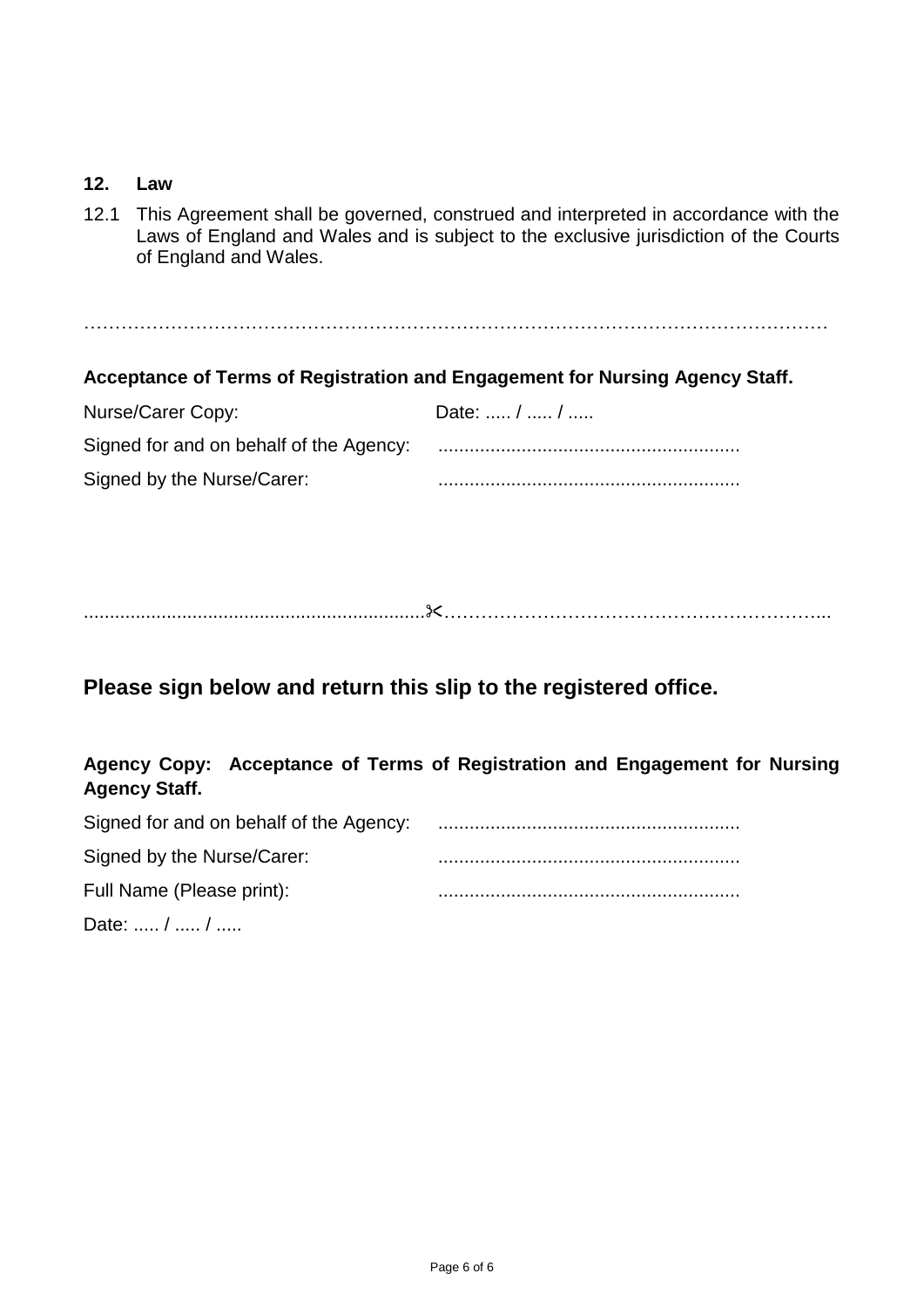## 12. Law

12.1 This Agreement shall be governed, construed and interpreted in accordance with the Laws of England and Wales and is subject to the exclusive jurisdiction of the Courts of England and Wales.

…………………………………………………………………………………………………………

**Acceptance of Terms of Registration and Engagement for Nursing Agency Staff.**

Nurse/Carer Copy: Date: ..... / ..... / .....

Signed for and on behalf of the Agency: ..........................................................

Signed by the Nurse/Carer: ..........................................................

..................................................................✂………………………………………………………...

## Please sign below and return this slip to the registered office.

**Agency Copy: Acceptance of Terms of Registration and Engagement for Nursing Agency Staff.**

Signed for and on behalf of the Agency: ..........................................................

Signed by the Nurse/Carer: ..........................................................

Full Name (Please print): ..........................................................

Date: ..... / ..... / .....